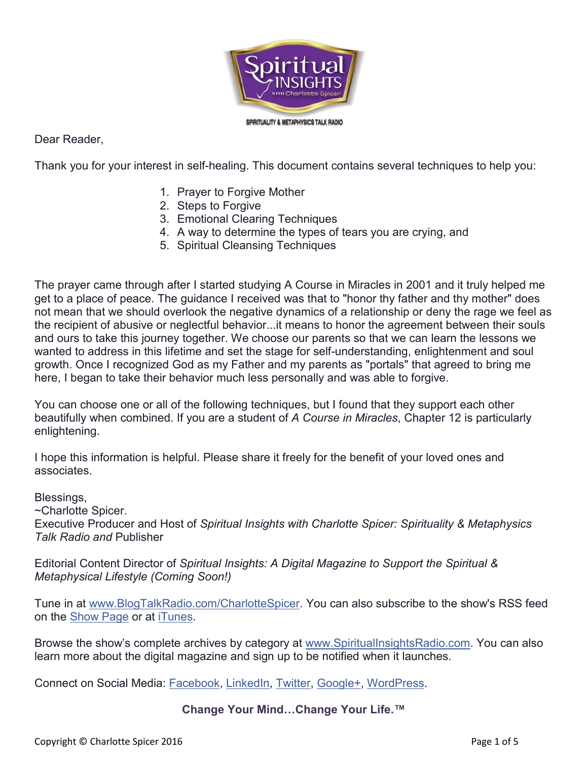SPIRITUALITY & METAPHYSICS TALK RADIO

Dear Reader,

Thank you for your interest in self-healing. This document contains several techniques to help you:

1. Prayer to Forgive Mother
2. Steps to Forgive
3. Emotional Clearing Techniques
4. A way to determine the types of tears you are crying, and
5. Spiritual Cleansing Techniques

The prayer came through after I started studying A Course in Miracles in 2001 and it truly helped me get to a place of peace. The guidance I received was that to "honor thy father and thy mother" does not mean that we should overlook the negative dynamics of a relationship or deny the rage we feel as the recipient of abusive or neglectful behavior...it means to honor the agreement between their souls and ours to take this journey together. We choose our parents so that we can learn the lessons we wanted to address in this lifetime and set the stage for self-understanding, enlightenment and soul growth. Once I recognized God as my Father and my parents as "portals" that agreed to bring me here, I began to take their behavior much less personally and was able to forgive.

You can choose one or all of the following techniques, but I found that they support each other beautifully when combined. If you are a student of *A Course in Miracles*, Chapter 12 is particularly enlightening.

I hope this information is helpful. Please share it freely for the benefit of your loved ones and associates.

Blessings,
~Charlotte Spicer.
Executive Producer and Host of *Spiritual Insights with Charlotte Spicer: Spirituality & Metaphysics Talk Radio and* Publisher

Editorial Content Director of *Spiritual Insights: A Digital Magazine to Support the Spiritual & Metaphysical Lifestyle (Coming Soon!)*

Tune in at www.BlogTalkRadio.com/CharlotteSpicer. You can also subscribe to the show's RSS feed on the Show Page or at iTunes.

Browse the show's complete archives by category at www.SpiritualInsightsRadio.com. You can also learn more about the digital magazine and sign up to be notified when it launches.

Connect on Social Media: Facebook, LinkedIn, Twitter, Google+, WordPress.

**Change Your Mind…Change Your Life.™**

Copyright © Charlotte Spicer 2016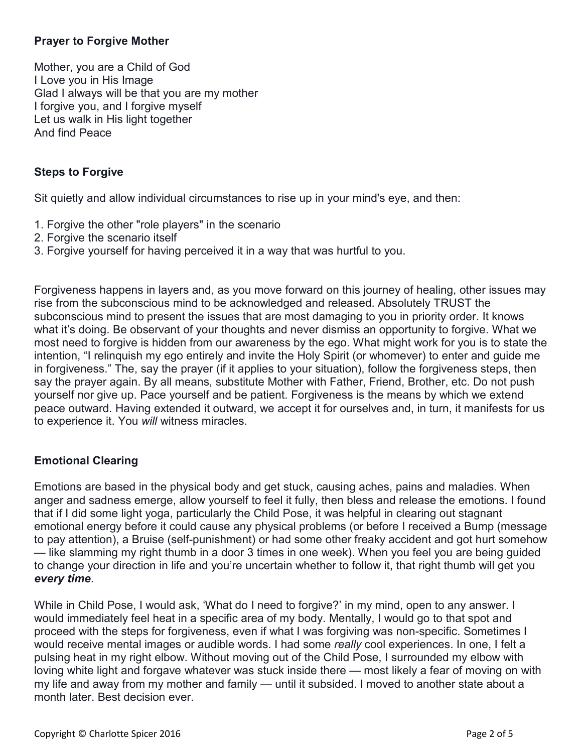### Prayer to Forgive Mother

Mother, you are a Child of God
I Love you in His Image
Glad I always will be that you are my mother
I forgive you, and I forgive myself
Let us walk in His light together
And find Peace

### Steps to Forgive

Sit quietly and allow individual circumstances to rise up in your mind's eye, and then:

1. Forgive the other "role players" in the scenario
2. Forgive the scenario itself
3. Forgive yourself for having perceived it in a way that was hurtful to you.

Forgiveness happens in layers and, as you move forward on this journey of healing, other issues may rise from the subconscious mind to be acknowledged and released. Absolutely TRUST the subconscious mind to present the issues that are most damaging to you in priority order. It knows what it's doing. Be observant of your thoughts and never dismiss an opportunity to forgive. What we most need to forgive is hidden from our awareness by the ego. What might work for you is to state the intention, "I relinquish my ego entirely and invite the Holy Spirit (or whomever) to enter and guide me in forgiveness." The, say the prayer (if it applies to your situation), follow the forgiveness steps, then say the prayer again. By all means, substitute Mother with Father, Friend, Brother, etc. Do not push yourself nor give up. Pace yourself and be patient. Forgiveness is the means by which we extend peace outward. Having extended it outward, we accept it for ourselves and, in turn, it manifests for us to experience it. You *will* witness miracles.

### Emotional Clearing

Emotions are based in the physical body and get stuck, causing aches, pains and maladies. When anger and sadness emerge, allow yourself to feel it fully, then bless and release the emotions. I found that if I did some light yoga, particularly the Child Pose, it was helpful in clearing out stagnant emotional energy before it could cause any physical problems (or before I received a Bump (message to pay attention), a Bruise (self-punishment) or had some other freaky accident and got hurt somehow — like slamming my right thumb in a door 3 times in one week). When you feel you are being guided to change your direction in life and you're uncertain whether to follow it, that right thumb will get you ***every time***.

While in Child Pose, I would ask, 'What do I need to forgive?' in my mind, open to any answer. I would immediately feel heat in a specific area of my body. Mentally, I would go to that spot and proceed with the steps for forgiveness, even if what I was forgiving was non-specific. Sometimes I would receive mental images or audible words. I had some *really* cool experiences. In one, I felt a pulsing heat in my right elbow. Without moving out of the Child Pose, I surrounded my elbow with loving white light and forgave whatever was stuck inside there — most likely a fear of moving on with my life and away from my mother and family — until it subsided. I moved to another state about a month later. Best decision ever.

Copyright © Charlotte Spicer 2016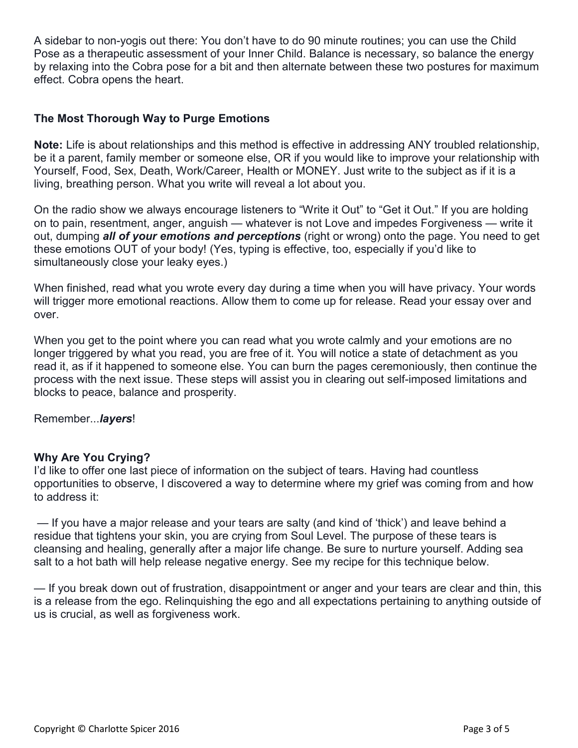A sidebar to non-yogis out there: You don’t have to do 90 minute routines; you can use the Child Pose as a therapeutic assessment of your Inner Child. Balance is necessary, so balance the energy by relaxing into the Cobra pose for a bit and then alternate between these two postures for maximum effect. Cobra opens the heart.

### The Most Thorough Way to Purge Emotions

**Note:** Life is about relationships and this method is effective in addressing ANY troubled relationship, be it a parent, family member or someone else, OR if you would like to improve your relationship with Yourself, Food, Sex, Death, Work/Career, Health or MONEY. Just write to the subject as if it is a living, breathing person. What you write will reveal a lot about you.

On the radio show we always encourage listeners to “Write it Out” to “Get it Out.” If you are holding on to pain, resentment, anger, anguish — whatever is not Love and impedes Forgiveness — write it out, dumping ***all of your emotions and perceptions*** (right or wrong) onto the page. You need to get these emotions OUT of your body! (Yes, typing is effective, too, especially if you’d like to simultaneously close your leaky eyes.)

When finished, read what you wrote every day during a time when you will have privacy. Your words will trigger more emotional reactions. Allow them to come up for release. Read your essay over and over.

When you get to the point where you can read what you wrote calmly and your emotions are no longer triggered by what you read, you are free of it. You will notice a state of detachment as you read it, as if it happened to someone else. You can burn the pages ceremoniously, then continue the process with the next issue. These steps will assist you in clearing out self-imposed limitations and blocks to peace, balance and prosperity.

Remember...***layers***!

### Why Are You Crying?

I’d like to offer one last piece of information on the subject of tears. Having had countless opportunities to observe, I discovered a way to determine where my grief was coming from and how to address it:

— If you have a major release and your tears are salty (and kind of ‘thick’) and leave behind a residue that tightens your skin, you are crying from Soul Level. The purpose of these tears is cleansing and healing, generally after a major life change. Be sure to nurture yourself. Adding sea salt to a hot bath will help release negative energy. See my recipe for this technique below.

— If you break down out of frustration, disappointment or anger and your tears are clear and thin, this is a release from the ego. Relinquishing the ego and all expectations pertaining to anything outside of us is crucial, as well as forgiveness work.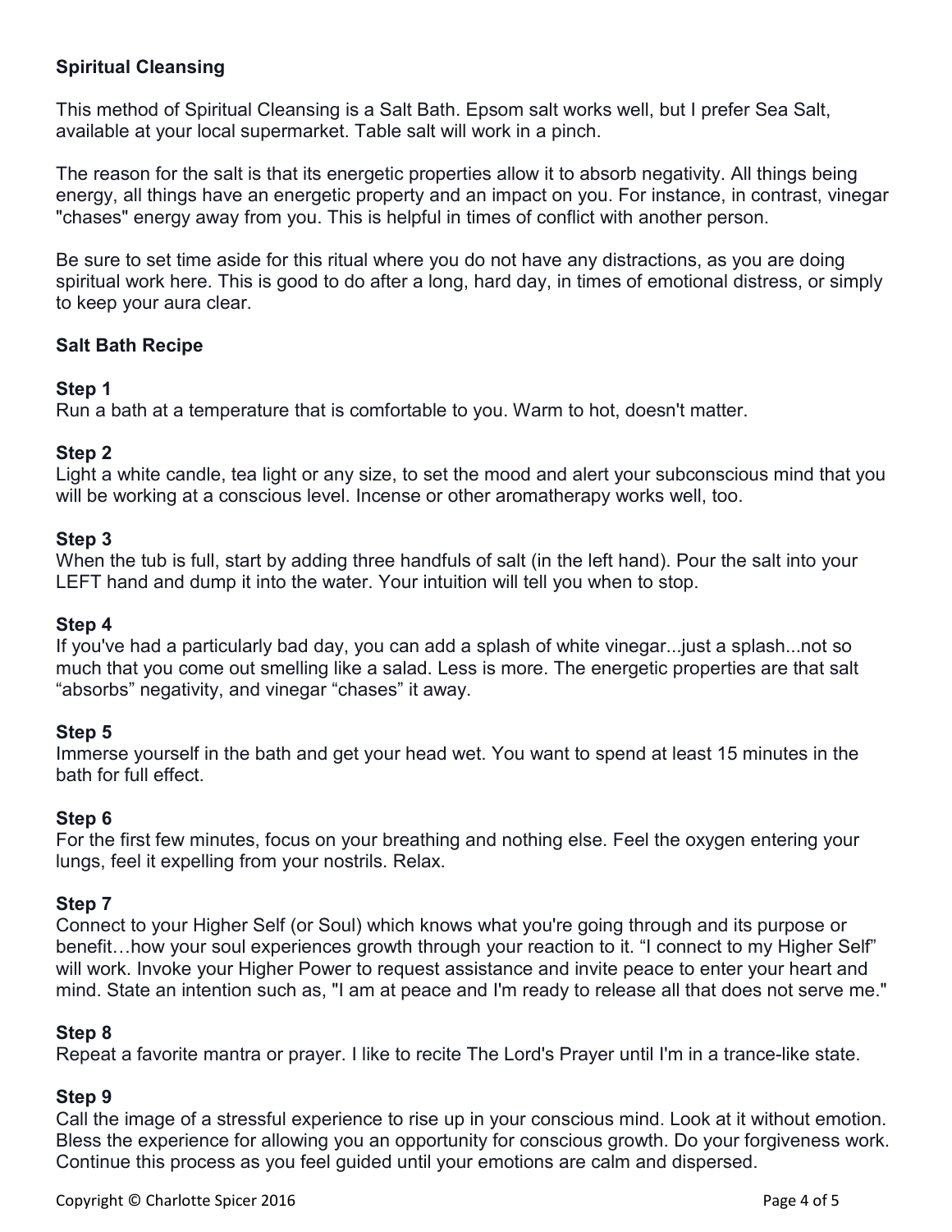## Spiritual Cleansing

This method of Spiritual Cleansing is a Salt Bath. Epsom salt works well, but I prefer Sea Salt, available at your local supermarket. Table salt will work in a pinch.

The reason for the salt is that its energetic properties allow it to absorb negativity. All things being energy, all things have an energetic property and an impact on you. For instance, in contrast, vinegar "chases" energy away from you. This is helpful in times of conflict with another person.

Be sure to set time aside for this ritual where you do not have any distractions, as you are doing spiritual work here. This is good to do after a long, hard day, in times of emotional distress, or simply to keep your aura clear.

### Salt Bath Recipe

**Step 1**
Run a bath at a temperature that is comfortable to you. Warm to hot, doesn't matter.

**Step 2**
Light a white candle, tea light or any size, to set the mood and alert your subconscious mind that you will be working at a conscious level. Incense or other aromatherapy works well, too.

**Step 3**
When the tub is full, start by adding three handfuls of salt (in the left hand). Pour the salt into your LEFT hand and dump it into the water. Your intuition will tell you when to stop.

**Step 4**
If you've had a particularly bad day, you can add a splash of white vinegar...just a splash...not so much that you come out smelling like a salad. Less is more. The energetic properties are that salt "absorbs" negativity, and vinegar "chases" it away.

**Step 5**
Immerse yourself in the bath and get your head wet. You want to spend at least 15 minutes in the bath for full effect.

**Step 6**
For the first few minutes, focus on your breathing and nothing else. Feel the oxygen entering your lungs, feel it expelling from your nostrils. Relax.

**Step 7**
Connect to your Higher Self (or Soul) which knows what you're going through and its purpose or benefit…how your soul experiences growth through your reaction to it. "I connect to my Higher Self" will work. Invoke your Higher Power to request assistance and invite peace to enter your heart and mind. State an intention such as, "I am at peace and I'm ready to release all that does not serve me."

**Step 8**
Repeat a favorite mantra or prayer. I like to recite The Lord's Prayer until I'm in a trance-like state.

**Step 9**
Call the image of a stressful experience to rise up in your conscious mind. Look at it without emotion. Bless the experience for allowing you an opportunity for conscious growth. Do your forgiveness work. Continue this process as you feel guided until your emotions are calm and dispersed.

Copyright © Charlotte Spicer 2016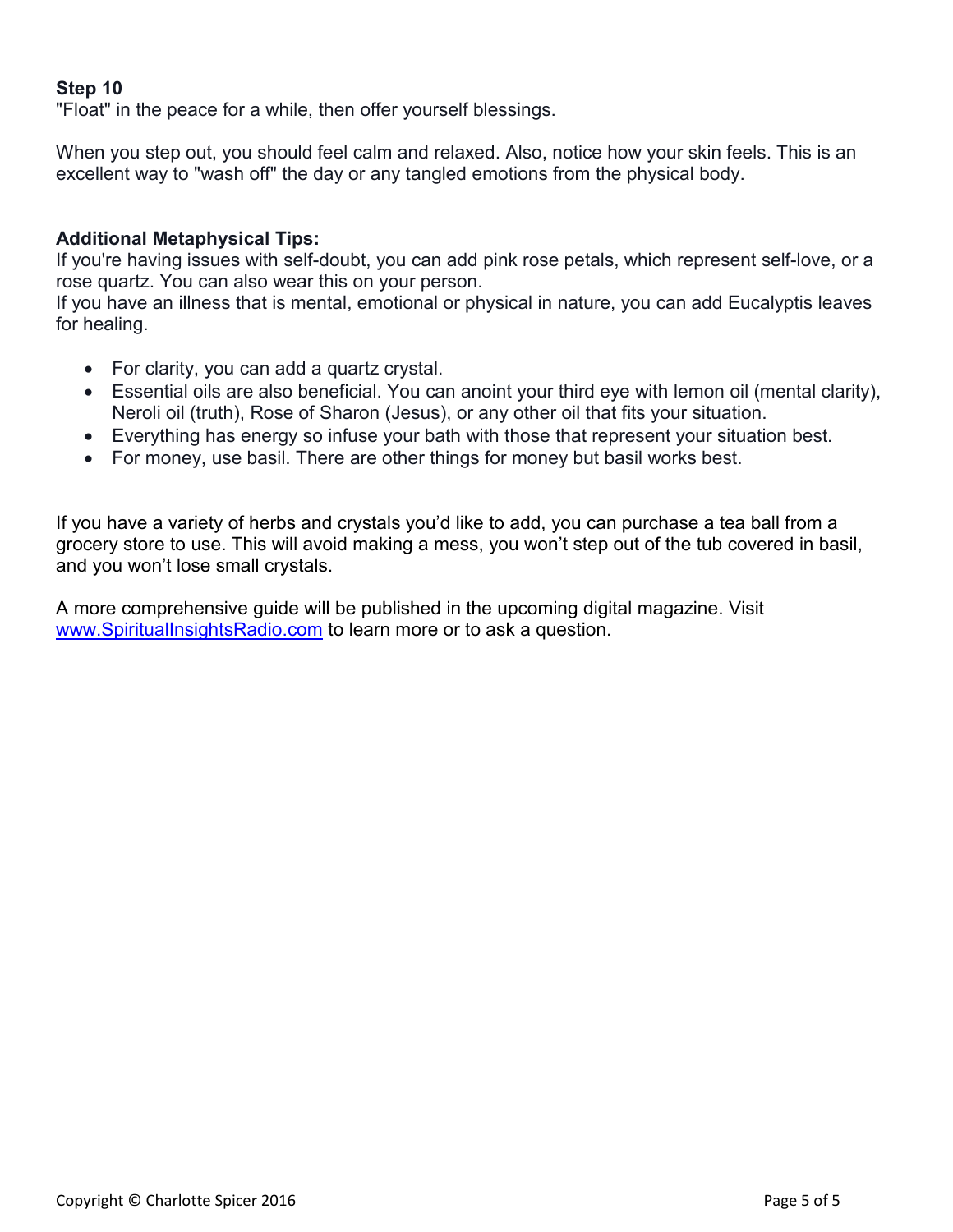**Step 10**

"Float" in the peace for a while, then offer yourself blessings.

When you step out, you should feel calm and relaxed. Also, notice how your skin feels. This is an excellent way to "wash off" the day or any tangled emotions from the physical body.

**Additional Metaphysical Tips:**

If you're having issues with self-doubt, you can add pink rose petals, which represent self-love, or a rose quartz. You can also wear this on your person.

If you have an illness that is mental, emotional or physical in nature, you can add Eucalyptis leaves for healing.

- For clarity, you can add a quartz crystal.
- Essential oils are also beneficial. You can anoint your third eye with lemon oil (mental clarity), Neroli oil (truth), Rose of Sharon (Jesus), or any other oil that fits your situation.
- Everything has energy so infuse your bath with those that represent your situation best.
- For money, use basil. There are other things for money but basil works best.

If you have a variety of herbs and crystals you'd like to add, you can purchase a tea ball from a grocery store to use. This will avoid making a mess, you won't step out of the tub covered in basil, and you won't lose small crystals.

A more comprehensive guide will be published in the upcoming digital magazine. Visit [www.SpiritualInsightsRadio.com](http://www.SpiritualInsightsRadio.com) to learn more or to ask a question.

Copyright © Charlotte Spicer 2016